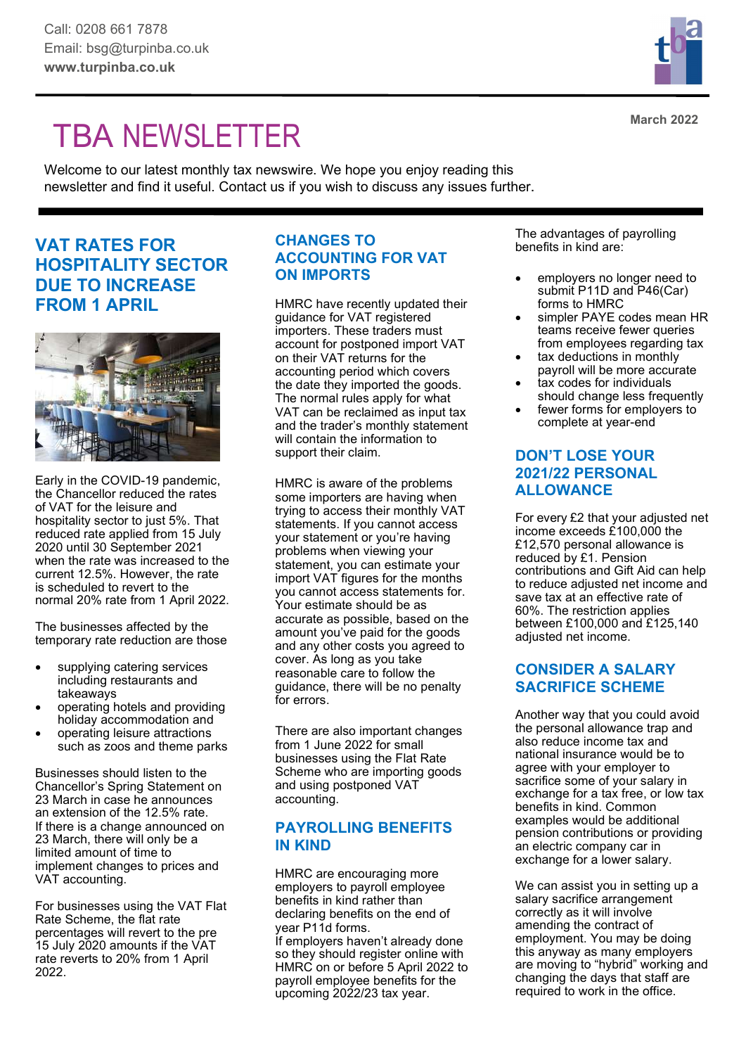Call: 0208 661 7878
Email: bsg@turpinba.co.uk
**www.turpinba.co.uk**

**March 2022**

# TBA NEWSLETTER

Welcome to our latest monthly tax newswire. We hope you enjoy reading this newsletter and find it useful. Contact us if you wish to discuss any issues further.

## VAT RATES FOR HOSPITALITY SECTOR DUE TO INCREASE FROM 1 APRIL

Early in the COVID-19 pandemic, the Chancellor reduced the rates of VAT for the leisure and hospitality sector to just 5%. That reduced rate applied from 15 July 2020 until 30 September 2021 when the rate was increased to the current 12.5%. However, the rate is scheduled to revert to the normal 20% rate from 1 April 2022.

The businesses affected by the temporary rate reduction are those

- supplying catering services including restaurants and takeaways
- operating hotels and providing holiday accommodation and
- operating leisure attractions such as zoos and theme parks

Businesses should listen to the Chancellor's Spring Statement on 23 March in case he announces an extension of the 12.5% rate. If there is a change announced on 23 March, there will only be a limited amount of time to implement changes to prices and VAT accounting.

For businesses using the VAT Flat Rate Scheme, the flat rate percentages will revert to the pre 15 July 2020 amounts if the VAT rate reverts to 20% from 1 April 2022.

## CHANGES TO ACCOUNTING FOR VAT ON IMPORTS

HMRC have recently updated their guidance for VAT registered importers. These traders must account for postponed import VAT on their VAT returns for the accounting period which covers the date they imported the goods. The normal rules apply for what VAT can be reclaimed as input tax and the trader's monthly statement will contain the information to support their claim.

HMRC is aware of the problems some importers are having when trying to access their monthly VAT statements. If you cannot access your statement or you're having problems when viewing your statement, you can estimate your import VAT figures for the months you cannot access statements for. Your estimate should be as accurate as possible, based on the amount you've paid for the goods and any other costs you agreed to cover. As long as you take reasonable care to follow the guidance, there will be no penalty for errors.

There are also important changes from 1 June 2022 for small businesses using the Flat Rate Scheme who are importing goods and using postponed VAT accounting.

## PAYROLLING BENEFITS IN KIND

HMRC are encouraging more employers to payroll employee benefits in kind rather than declaring benefits on the end of year P11d forms.
If employers haven't already done so they should register online with HMRC on or before 5 April 2022 to payroll employee benefits for the upcoming 2022/23 tax year.

The advantages of payrolling benefits in kind are:

- employers no longer need to submit P11D and P46(Car) forms to HMRC
- simpler PAYE codes mean HR teams receive fewer queries from employees regarding tax
- tax deductions in monthly payroll will be more accurate
- tax codes for individuals should change less frequently
- fewer forms for employers to complete at year-end

## DON'T LOSE YOUR 2021/22 PERSONAL ALLOWANCE

For every £2 that your adjusted net income exceeds £100,000 the £12,570 personal allowance is reduced by £1. Pension contributions and Gift Aid can help to reduce adjusted net income and save tax at an effective rate of 60%. The restriction applies between £100,000 and £125,140 adjusted net income.

## CONSIDER A SALARY SACRIFICE SCHEME

Another way that you could avoid the personal allowance trap and also reduce income tax and national insurance would be to agree with your employer to sacrifice some of your salary in exchange for a tax free, or low tax benefits in kind. Common examples would be additional pension contributions or providing an electric company car in exchange for a lower salary.

We can assist you in setting up a salary sacrifice arrangement correctly as it will involve amending the contract of employment. You may be doing this anyway as many employers are moving to "hybrid" working and changing the days that staff are required to work in the office.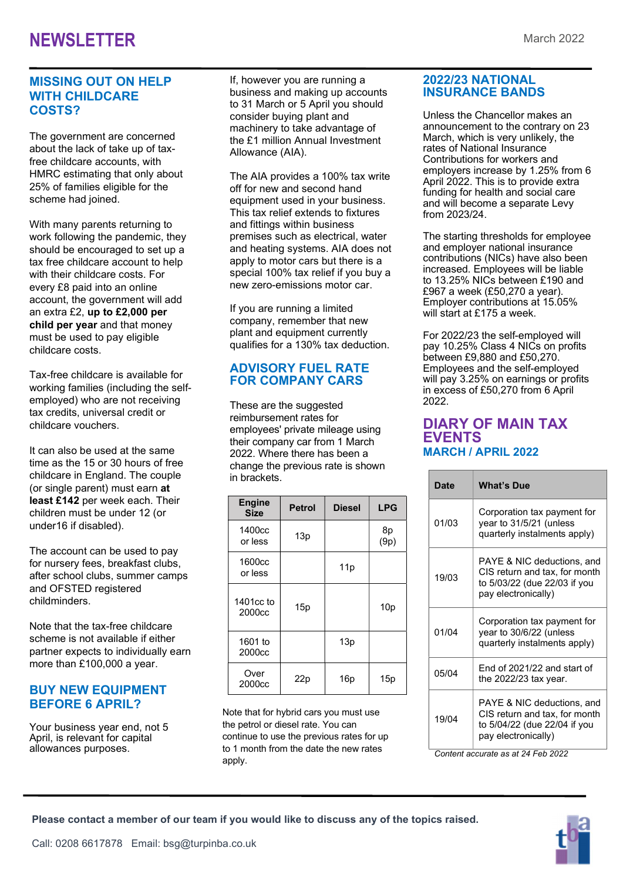# NEWSLETTER

March 2022

## MISSING OUT ON HELP WITH CHILDCARE COSTS?

The government are concerned about the lack of take up of tax-free childcare accounts, with HMRC estimating that only about 25% of families eligible for the scheme had joined.

With many parents returning to work following the pandemic, they should be encouraged to set up a tax free childcare account to help with their childcare costs. For every £8 paid into an online account, the government will add an extra £2, **up to £2,000 per child per year** and that money must be used to pay eligible childcare costs.

Tax-free childcare is available for working families (including the self-employed) who are not receiving tax credits, universal credit or childcare vouchers.

It can also be used at the same time as the 15 or 30 hours of free childcare in England. The couple (or single parent) must earn **at least £142** per week each. Their children must be under 12 (or under16 if disabled).

The account can be used to pay for nursery fees, breakfast clubs, after school clubs, summer camps and OFSTED registered childminders.

Note that the tax-free childcare scheme is not available if either partner expects to individually earn more than £100,000 a year.

## BUY NEW EQUIPMENT BEFORE 6 APRIL?

Your business year end, not 5 April, is relevant for capital allowances purposes.

If, however you are running a business and making up accounts to 31 March or 5 April you should consider buying plant and machinery to take advantage of the £1 million Annual Investment Allowance (AIA).

The AIA provides a 100% tax write off for new and second hand equipment used in your business. This tax relief extends to fixtures and fittings within business premises such as electrical, water and heating systems. AIA does not apply to motor cars but there is a special 100% tax relief if you buy a new zero-emissions motor car.

If you are running a limited company, remember that new plant and equipment currently qualifies for a 130% tax deduction.

## ADVISORY FUEL RATE FOR COMPANY CARS

These are the suggested reimbursement rates for employees' private mileage using their company car from 1 March 2022. Where there has been a change the previous rate is shown in brackets.

| Engine Size | Petrol | Diesel | LPG |
|---|---|---|---|
| 1400cc or less | 13p | | 8p (9p) |
| 1600cc or less | | 11p | |
| 1401cc to 2000cc | 15p | | 10p |
| 1601 to 2000cc | | 13p | |
| Over 2000cc | 22p | 16p | 15p |

Note that for hybrid cars you must use the petrol or diesel rate. You can continue to use the previous rates for up to 1 month from the date the new rates apply.

## 2022/23 NATIONAL INSURANCE BANDS

Unless the Chancellor makes an announcement to the contrary on 23 March, which is very unlikely, the rates of National Insurance Contributions for workers and employers increase by 1.25% from 6 April 2022. This is to provide extra funding for health and social care and will become a separate Levy from 2023/24.

The starting thresholds for employee and employer national insurance contributions (NICs) have also been increased. Employees will be liable to 13.25% NICs between £190 and £967 a week (£50,270 a year). Employer contributions at 15.05% will start at £175 a week.

For 2022/23 the self-employed will pay 10.25% Class 4 NICs on profits between £9,880 and £50,270. Employees and the self-employed will pay 3.25% on earnings or profits in excess of £50,270 from 6 April 2022.

## DIARY OF MAIN TAX EVENTS

### MARCH / APRIL 2022

| Date | What's Due |
|---|---|
| 01/03 | Corporation tax payment for year to 31/5/21 (unless quarterly instalments apply) |
| 19/03 | PAYE & NIC deductions, and CIS return and tax, for month to 5/03/22 (due 22/03 if you pay electronically) |
| 01/04 | Corporation tax payment for year to 30/6/22 (unless quarterly instalments apply) |
| 05/04 | End of 2021/22 and start of the 2022/23 tax year. |
| 19/04 | PAYE & NIC deductions, and CIS return and tax, for month to 5/04/22 (due 22/04 if you pay electronically) |

*Content accurate as at 24 Feb 2022*

**Please contact a member of our team if you would like to discuss any of the topics raised.**

Call: 0208 6617878 Email: bsg@turpinba.co.uk